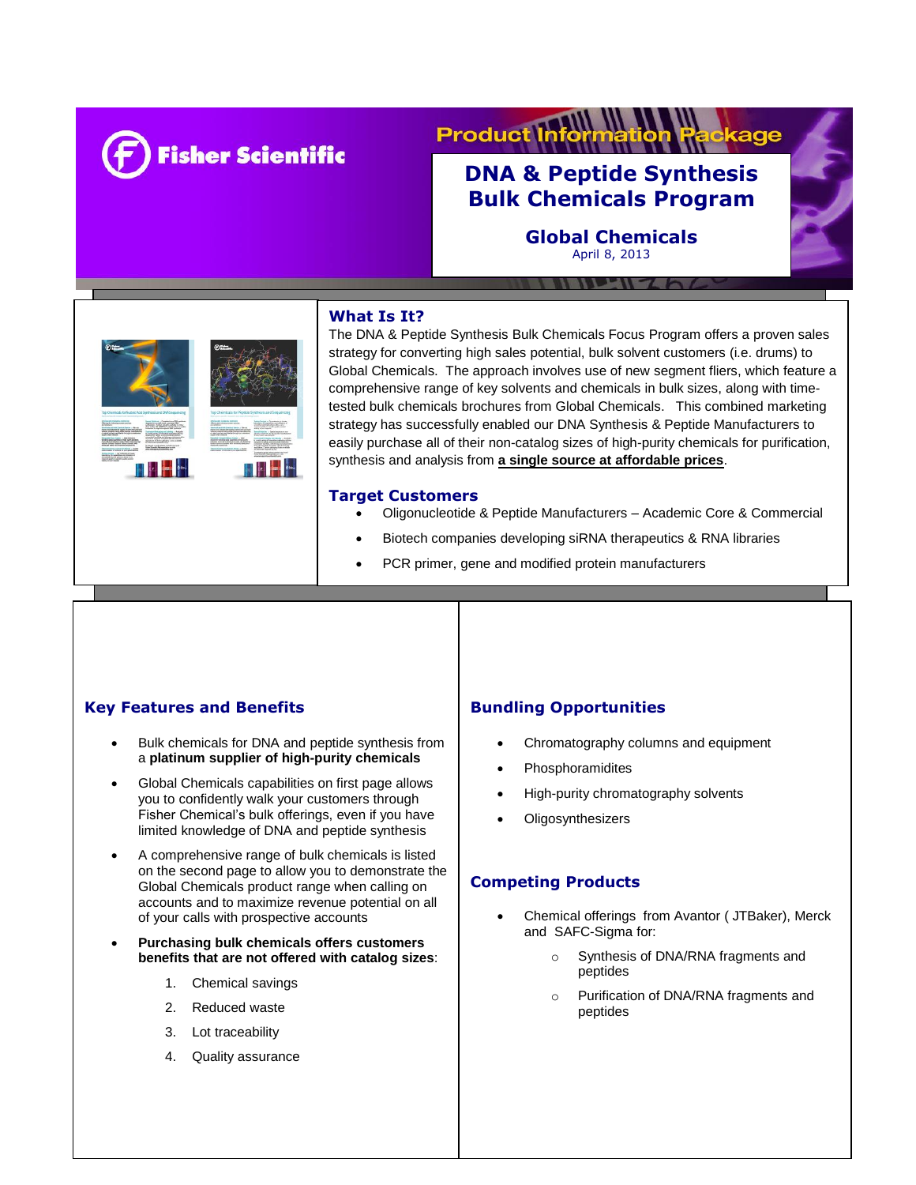Fisher Scientific

Product Information Package

# DNA & Peptide Synthesis Bulk Chemicals Program

## Global Chemicals

April 8, 2013

## What Is It?

The DNA & Peptide Synthesis Bulk Chemicals Focus Program offers a proven sales strategy for converting high sales potential, bulk solvent customers (i.e. drums) to Global Chemicals. The approach involves use of new segment fliers, which feature a comprehensive range of key solvents and chemicals in bulk sizes, along with time-tested bulk chemicals brochures from Global Chemicals. This combined marketing strategy has successfully enabled our DNA Synthesis & Peptide Manufacturers to easily purchase all of their non-catalog sizes of high-purity chemicals for purification, synthesis and analysis from **a single source at affordable prices**.

## Target Customers

- Oligonucleotide & Peptide Manufacturers – Academic Core & Commercial
- Biotech companies developing siRNA therapeutics & RNA libraries
- PCR primer, gene and modified protein manufacturers

## Key Features and Benefits

- Bulk chemicals for DNA and peptide synthesis from a **platinum supplier of high-purity chemicals**
- Global Chemicals capabilities on first page allows you to confidently walk your customers through Fisher Chemical's bulk offerings, even if you have limited knowledge of DNA and peptide synthesis
- A comprehensive range of bulk chemicals is listed on the second page to allow you to demonstrate the Global Chemicals product range when calling on accounts and to maximize revenue potential on all of your calls with prospective accounts
- **Purchasing bulk chemicals offers customers benefits that are not offered with catalog sizes**:
  1. Chemical savings
  2. Reduced waste
  3. Lot traceability
  4. Quality assurance

## Bundling Opportunities

- Chromatography columns and equipment
- Phosphoramidites
- High-purity chromatography solvents
- Oligosynthesizers

## Competing Products

- Chemical offerings from Avantor ( JTBaker), Merck and SAFC-Sigma for:
  - Synthesis of DNA/RNA fragments and peptides
  - Purification of DNA/RNA fragments and peptides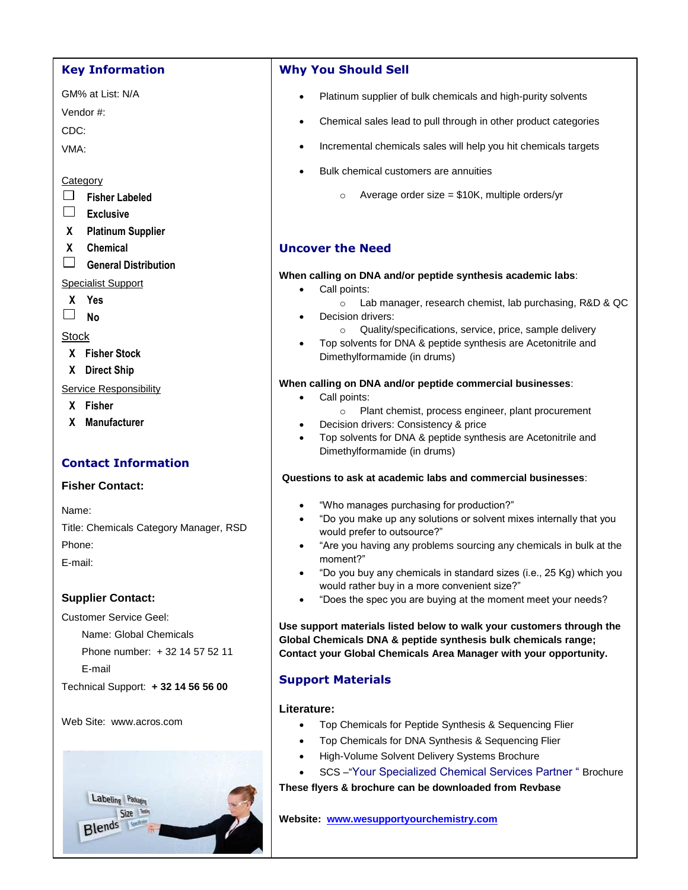## Key Information

GM% at List: N/A

Vendor #:

CDC:

VMA:

Category

- ☐ **Fisher Labeled**
- ☐ **Exclusive**
- X **Platinum Supplier**
- X **Chemical**
- ☐ **General Distribution**

Specialist Support

- X **Yes**
- ☐ **No**

Stock

- X **Fisher Stock**
- X **Direct Ship**

Service Responsibility

- X **Fisher**
- X **Manufacturer**

## Contact Information

### Fisher Contact:

Name:

Title: Chemicals Category Manager, RSD

Phone:

E-mail:

### Supplier Contact:

Customer Service Geel:

Name: Global Chemicals

Phone number: + 32 14 57 52 11

E-mail

Technical Support: **+ 32 14 56 56 00**

Web Site: www.acros.com

## Why You Should Sell

- Platinum supplier of bulk chemicals and high-purity solvents
- Chemical sales lead to pull through in other product categories
- Incremental chemicals sales will help you hit chemicals targets
- Bulk chemical customers are annuities
  - Average order size = $10K, multiple orders/yr

## Uncover the Need

**When calling on DNA and/or peptide synthesis academic labs**:

- Call points:
  - Lab manager, research chemist, lab purchasing, R&D & QC
- Decision drivers:
  - Quality/specifications, service, price, sample delivery
- Top solvents for DNA & peptide synthesis are Acetonitrile and Dimethylformamide (in drums)

**When calling on DNA and/or peptide commercial businesses**:

- Call points:
  - Plant chemist, process engineer, plant procurement
- Decision drivers: Consistency & price
- Top solvents for DNA & peptide synthesis are Acetonitrile and Dimethylformamide (in drums)

**Questions to ask at academic labs and commercial businesses**:

- "Who manages purchasing for production?"
- "Do you make up any solutions or solvent mixes internally that you would prefer to outsource?"
- "Are you having any problems sourcing any chemicals in bulk at the moment?"
- "Do you buy any chemicals in standard sizes (i.e., 25 Kg) which you would rather buy in a more convenient size?"
- "Does the spec you are buying at the moment meet your needs?

**Use support materials listed below to walk your customers through the Global Chemicals DNA & peptide synthesis bulk chemicals range; Contact your Global Chemicals Area Manager with your opportunity.**

## Support Materials

**Literature:**

- Top Chemicals for Peptide Synthesis & Sequencing Flier
- Top Chemicals for DNA Synthesis & Sequencing Flier
- High-Volume Solvent Delivery Systems Brochure
- SCS –"Your Specialized Chemical Services Partner " Brochure

**These flyers & brochure can be downloaded from Revbase**

**Website: www.wesupportyourchemistry.com**